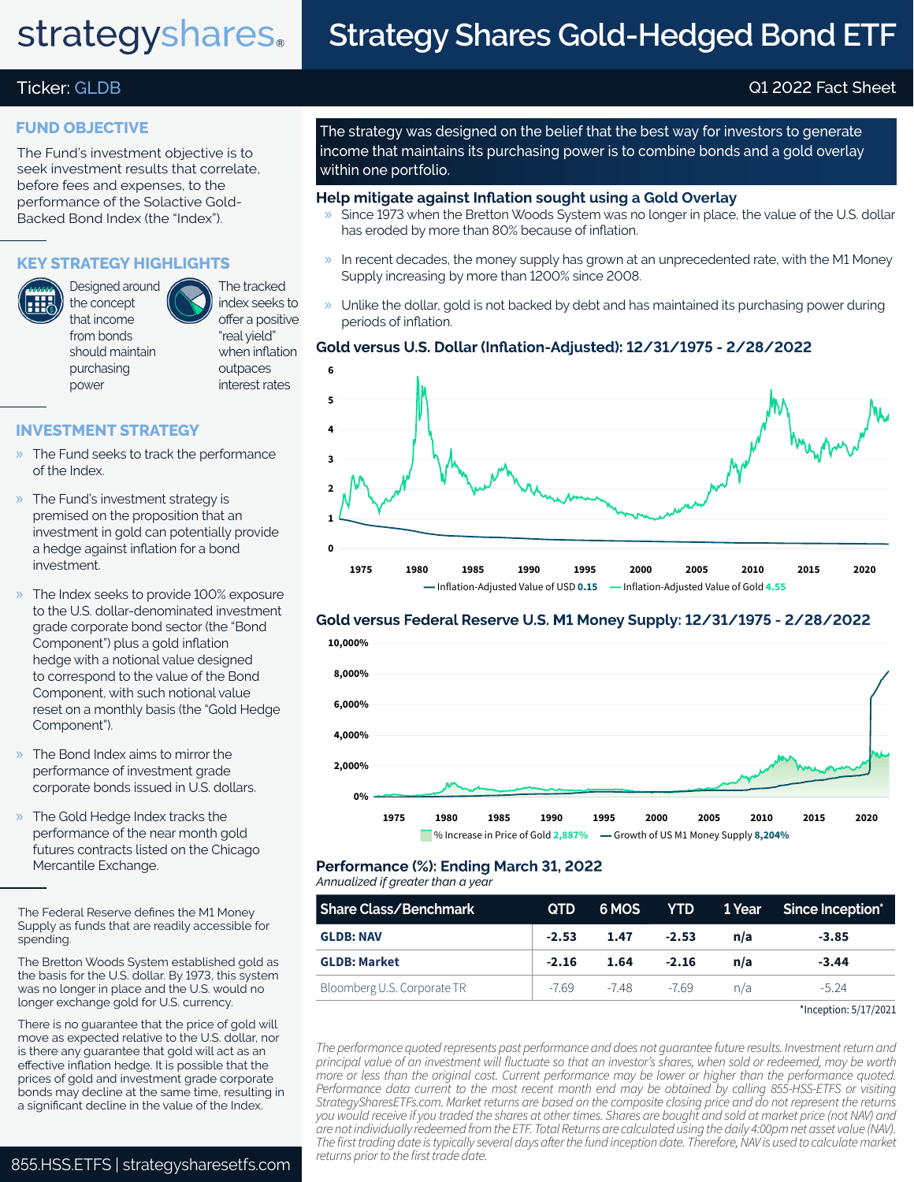# Strategy Shares Gold-Hedged Bond ETF

strategyshares®

Ticker: GLDB

Q1 2022 Fact Sheet

## FUND OBJECTIVE

The Fund's investment objective is to seek investment results that correlate, before fees and expenses, to the performance of the Solactive Gold-Backed Bond Index (the "Index").

## KEY STRATEGY HIGHLIGHTS

Designed around the concept that income from bonds should maintain purchasing power

The tracked index seeks to offer a positive "real yield" when inflation outpaces interest rates

## INVESTMENT STRATEGY

- The Fund seeks to track the performance of the Index.
- The Fund's investment strategy is premised on the proposition that an investment in gold can potentially provide a hedge against inflation for a bond investment.
- The Index seeks to provide 100% exposure to the U.S. dollar-denominated investment grade corporate bond sector (the "Bond Component") plus a gold inflation hedge with a notional value designed to correspond to the value of the Bond Component, with such notional value reset on a monthly basis (the "Gold Hedge Component").
- The Bond Index aims to mirror the performance of investment grade corporate bonds issued in U.S. dollars.
- The Gold Hedge Index tracks the performance of the near month gold futures contracts listed on the Chicago Mercantile Exchange.

The Federal Reserve defines the M1 Money Supply as funds that are readily accessible for spending.

The Bretton Woods System established gold as the basis for the U.S. dollar. By 1973, this system was no longer in place and the U.S. would no longer exchange gold for U.S. currency.

There is no guarantee that the price of gold will move as expected relative to the U.S. dollar, nor is there any guarantee that gold will act as an effective inflation hedge. It is possible that the prices of gold and investment grade corporate bonds may decline at the same time, resulting in a significant decline in the value of the Index.

855.HSS.ETFS | strategysharesetfs.com

The strategy was designed on the belief that the best way for investors to generate income that maintains its purchasing power is to combine bonds and a gold overlay within one portfolio.

## Help mitigate against Inflation sought using a Gold Overlay

- Since 1973 when the Bretton Woods System was no longer in place, the value of the U.S. dollar has eroded by more than 80% because of inflation.
- In recent decades, the money supply has grown at an unprecedented rate, with the M1 Money Supply increasing by more than 1200% since 2008.
- Unlike the dollar, gold is not backed by debt and has maintained its purchasing power during periods of inflation.

## Gold versus U.S. Dollar (Inflation-Adjusted): 12/31/1975 - 2/28/2022

— Inflation-Adjusted Value of USD 0.15 — Inflation-Adjusted Value of Gold 4.55

## Gold versus Federal Reserve U.S. M1 Money Supply: 12/31/1975 - 2/28/2022

% Increase in Price of Gold 2,887% — Growth of US M1 Money Supply 8,204%

## Performance (%): Ending March 31, 2022

*Annualized if greater than a year*

| Share Class/Benchmark | QTD | 6 MOS | YTD | 1 Year | Since Inception* |
|---|---|---|---|---|---|
| **GLDB: NAV** | **-2.53** | **1.47** | **-2.53** | **n/a** | **-3.85** |
| **GLDB: Market** | **-2.16** | **1.64** | **-2.16** | **n/a** | **-3.44** |
| Bloomberg U.S. Corporate TR | -7.69 | -7.48 | -7.69 | n/a | -5.24 |

*Inception: 5/17/2021

*The performance quoted represents past performance and does not guarantee future results. Investment return and principal value of an investment will fluctuate so that an investor's shares, when sold or redeemed, may be worth more or less than the original cost. Current performance may be lower or higher than the performance quoted. Performance data current to the most recent month end may be obtained by calling 855-HSS-ETFS or visiting StrategySharesETFs.com. Market returns are based on the composite closing price and do not represent the returns you would receive if you traded the shares at other times. Shares are bought and sold at market price (not NAV) and are not individually redeemed from the ETF. Total Returns are calculated using the daily 4:00pm net asset value (NAV). The first trading date is typically several days after the fund inception date. Therefore, NAV is used to calculate market returns prior to the first trade date.*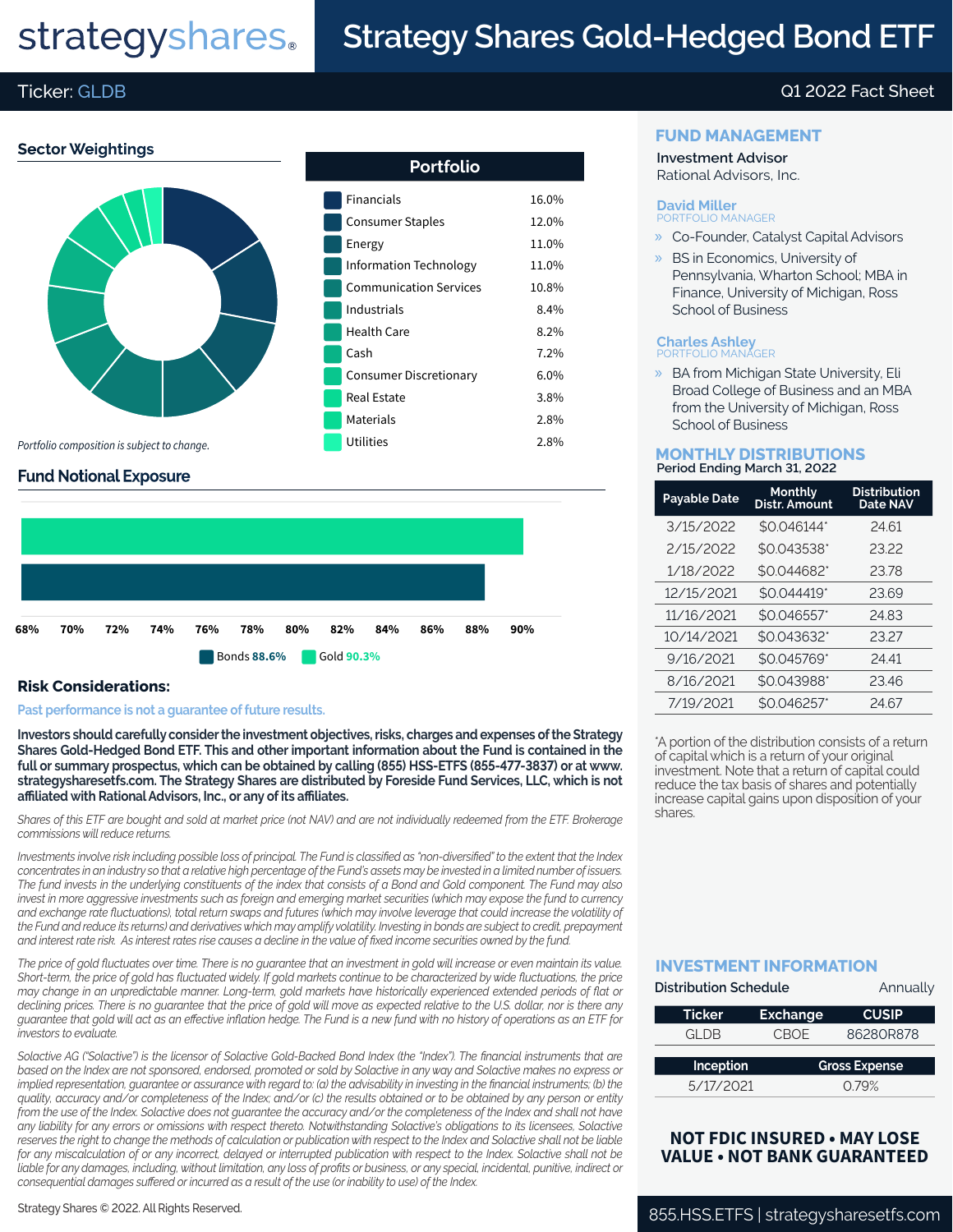# Strategy Shares Gold-Hedged Bond ETF

strategyshares

Ticker: GLDB

Q1 2022 Fact Sheet

## Sector Weightings

| Portfolio | |
|---|---|
| Financials | 16.0% |
| Consumer Staples | 12.0% |
| Energy | 11.0% |
| Information Technology | 11.0% |
| Communication Services | 10.8% |
| Industrials | 8.4% |
| Health Care | 8.2% |
| Cash | 7.2% |
| Consumer Discretionary | 6.0% |
| Real Estate | 3.8% |
| Materials | 2.8% |
| Utilities | 2.8% |

*Portfolio composition is subject to change.*

## Fund Notional Exposure

68% 70% 72% 74% 76% 78% 80% 82% 84% 86% 88% 90%

Bonds **88.6%** Gold **90.3%**

## Risk Considerations:

Past performance is not a guarantee of future results.

**Investors should carefully consider the investment objectives, risks, charges and expenses of the Strategy Shares Gold-Hedged Bond ETF. This and other important information about the Fund is contained in the full or summary prospectus, which can be obtained by calling (855) HSS-ETFS (855-477-3837) or at www.strategysharesetfs.com. The Strategy Shares are distributed by Foreside Fund Services, LLC, which is not affiliated with Rational Advisors, Inc., or any of its affiliates.**

*Shares of this ETF are bought and sold at market price (not NAV) and are not individually redeemed from the ETF. Brokerage commissions will reduce returns.*

*Investments involve risk including possible loss of principal. The Fund is classified as "non-diversified" to the extent that the Index concentrates in an industry so that a relative high percentage of the Fund's assets may be invested in a limited number of issuers. The fund invests in the underlying constituents of the index that consists of a Bond and Gold component. The Fund may also invest in more aggressive investments such as foreign and emerging market securities (which may expose the fund to currency and exchange rate fluctuations), total return swaps and futures (which may involve leverage that could increase the volatility of the Fund and reduce its returns) and derivatives which may amplify volatility. Investing in bonds are subject to credit, prepayment and interest rate risk. As interest rates rise causes a decline in the value of fixed income securities owned by the fund.*

*The price of gold fluctuates over time. There is no guarantee that an investment in gold will increase or even maintain its value. Short-term, the price of gold has fluctuated widely. If gold markets continue to be characterized by wide fluctuations, the price may change in an unpredictable manner. Long-term, gold markets have historically experienced extended periods of flat or declining prices. There is no guarantee that the price of gold will move as expected relative to the U.S. dollar, nor is there any guarantee that gold will act as an effective inflation hedge. The Fund is a new fund with no history of operations as an ETF for investors to evaluate.*

*Solactive AG ("Solactive") is the licensor of Solactive Gold-Backed Bond Index (the "Index"). The financial instruments that are based on the Index are not sponsored, endorsed, promoted or sold by Solactive in any way and Solactive makes no express or implied representation, guarantee or assurance with regard to: (a) the advisability in investing in the financial instruments; (b) the quality, accuracy and/or completeness of the Index; and/or (c) the results obtained or to be obtained by any person or entity from the use of the Index. Solactive does not guarantee the accuracy and/or the completeness of the Index and shall not have any liability for any errors or omissions with respect thereto. Notwithstanding Solactive's obligations to its licensees, Solactive reserves the right to change the methods of calculation or publication with respect to the Index and Solactive shall not be liable for any miscalculation of or any incorrect, delayed or interrupted publication with respect to the Index. Solactive shall not be liable for any damages, including, without limitation, any loss of profits or business, or any special, incidental, punitive, indirect or consequential damages suffered or incurred as a result of the use (or inability to use) of the Index.*

Strategy Shares © 2022. All Rights Reserved.

## FUND MANAGEMENT

**Investment Advisor**
Rational Advisors, Inc.

**David Miller**
PORTFOLIO MANAGER

- Co-Founder, Catalyst Capital Advisors
- BS in Economics, University of Pennsylvania, Wharton School; MBA in Finance, University of Michigan, Ross School of Business

**Charles Ashley**
PORTFOLIO MANAGER

- BA from Michigan State University, Eli Broad College of Business and an MBA from the University of Michigan, Ross School of Business

## MONTHLY DISTRIBUTIONS

Period Ending March 31, 2022

| Payable Date | Monthly Distr. Amount | Distribution Date NAV |
|---|---|---|
| 3/15/2022 | $0.046144* | 24.61 |
| 2/15/2022 | $0.043538* | 23.22 |
| 1/18/2022 | $0.044682* | 23.78 |
| 12/15/2021 | $0.044419* | 23.69 |
| 11/16/2021 | $0.046557* | 24.83 |
| 10/14/2021 | $0.043632* | 23.27 |
| 9/16/2021 | $0.045769* | 24.41 |
| 8/16/2021 | $0.043988* | 23.46 |
| 7/19/2021 | $0.046257* | 24.67 |

*A portion of the distribution consists of a return of capital which is a return of your original investment. Note that a return of capital could reduce the tax basis of shares and potentially increase capital gains upon disposition of your shares.

## INVESTMENT INFORMATION

Distribution Schedule: Annually

| Ticker | Exchange | CUSIP |
|---|---|---|
| GLDB | CBOE | 86280R878 |

| Inception | Gross Expense |
|---|---|
| 5/17/2021 | 0.79% |

**NOT FDIC INSURED • MAY LOSE VALUE • NOT BANK GUARANTEED**

855.HSS.ETFS | strategysharesetfs.com